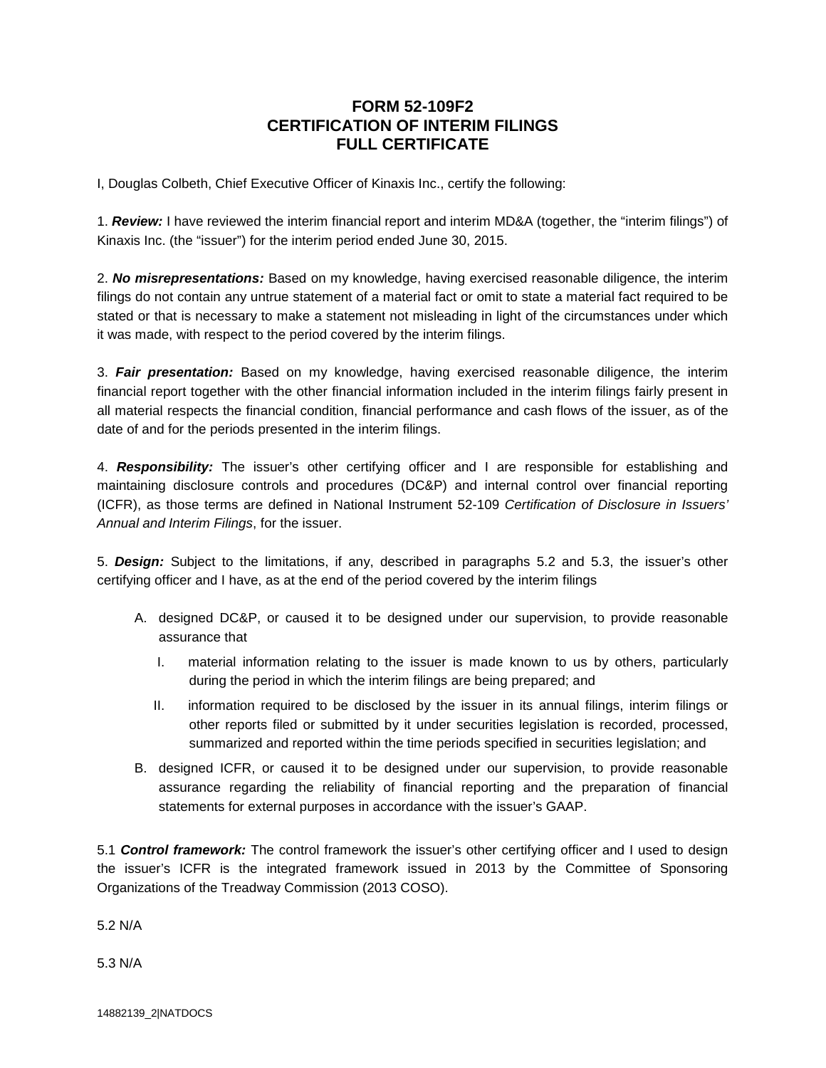# FORM 52-109F2
# CERTIFICATION OF INTERIM FILINGS
# FULL CERTIFICATE

I, Douglas Colbeth, Chief Executive Officer of Kinaxis Inc., certify the following:

1. ***Review:*** I have reviewed the interim financial report and interim MD&A (together, the "interim filings") of Kinaxis Inc. (the "issuer") for the interim period ended June 30, 2015.

2. ***No misrepresentations:*** Based on my knowledge, having exercised reasonable diligence, the interim filings do not contain any untrue statement of a material fact or omit to state a material fact required to be stated or that is necessary to make a statement not misleading in light of the circumstances under which it was made, with respect to the period covered by the interim filings.

3. ***Fair presentation:*** Based on my knowledge, having exercised reasonable diligence, the interim financial report together with the other financial information included in the interim filings fairly present in all material respects the financial condition, financial performance and cash flows of the issuer, as of the date of and for the periods presented in the interim filings.

4. ***Responsibility:*** The issuer's other certifying officer and I are responsible for establishing and maintaining disclosure controls and procedures (DC&P) and internal control over financial reporting (ICFR), as those terms are defined in National Instrument 52-109 *Certification of Disclosure in Issuers' Annual and Interim Filings*, for the issuer.

5. ***Design:*** Subject to the limitations, if any, described in paragraphs 5.2 and 5.3, the issuer's other certifying officer and I have, as at the end of the period covered by the interim filings

   A. designed DC&P, or caused it to be designed under our supervision, to provide reasonable assurance that

      I. material information relating to the issuer is made known to us by others, particularly during the period in which the interim filings are being prepared; and

      II. information required to be disclosed by the issuer in its annual filings, interim filings or other reports filed or submitted by it under securities legislation is recorded, processed, summarized and reported within the time periods specified in securities legislation; and

   B. designed ICFR, or caused it to be designed under our supervision, to provide reasonable assurance regarding the reliability of financial reporting and the preparation of financial statements for external purposes in accordance with the issuer's GAAP.

5.1 ***Control framework:*** The control framework the issuer's other certifying officer and I used to design the issuer's ICFR is the integrated framework issued in 2013 by the Committee of Sponsoring Organizations of the Treadway Commission (2013 COSO).

5.2 N/A

5.3 N/A

14882139_2|NATDOCS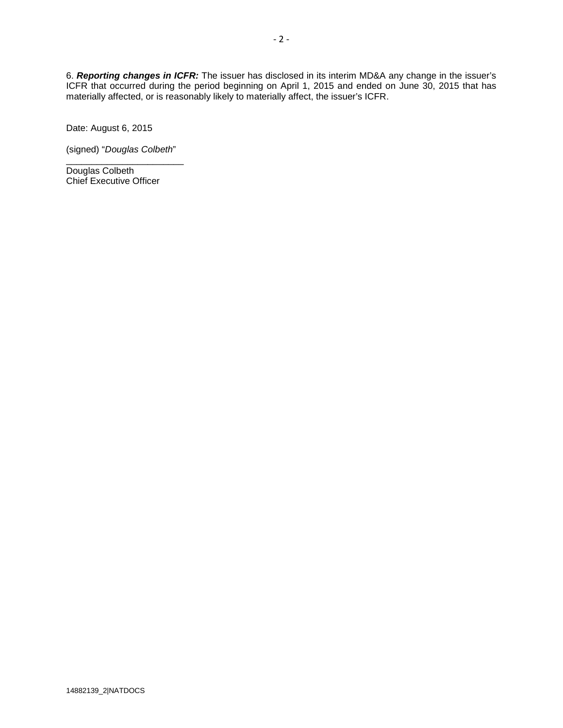6. ***Reporting changes in ICFR:*** The issuer has disclosed in its interim MD&A any change in the issuer's ICFR that occurred during the period beginning on April 1, 2015 and ended on June 30, 2015 that has materially affected, or is reasonably likely to materially affect, the issuer's ICFR.

Date: August 6, 2015

(signed) "*Douglas Colbeth*"

_______________________
Douglas Colbeth
Chief Executive Officer

14882139_2|NATDOCS